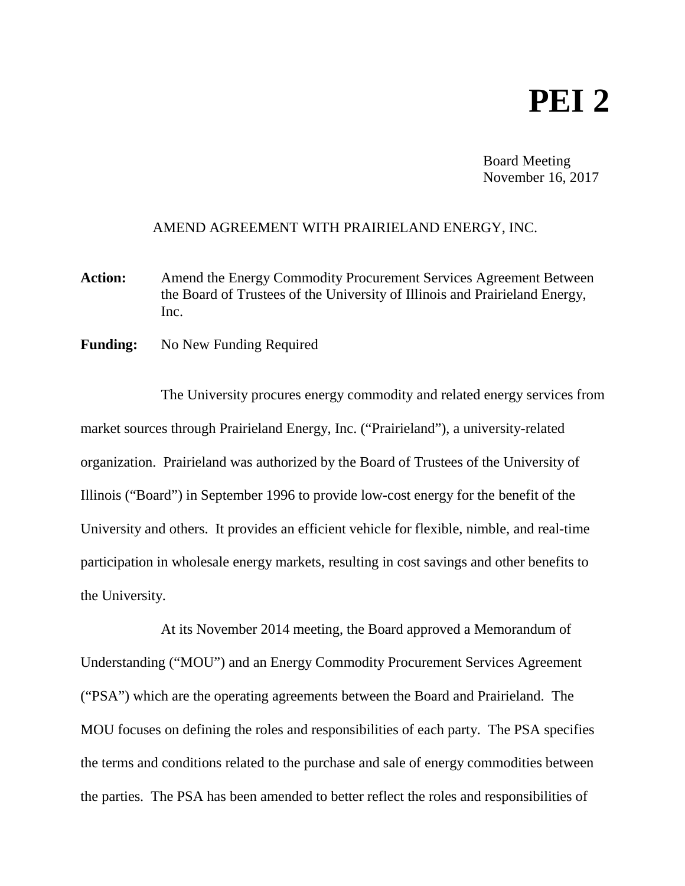# PEI 2

Board Meeting
November 16, 2017

## AMEND AGREEMENT WITH PRAIRIELAND ENERGY, INC.

**Action:** Amend the Energy Commodity Procurement Services Agreement Between the Board of Trustees of the University of Illinois and Prairieland Energy, Inc.

**Funding:** No New Funding Required

The University procures energy commodity and related energy services from market sources through Prairieland Energy, Inc. ("Prairieland"), a university-related organization. Prairieland was authorized by the Board of Trustees of the University of Illinois ("Board") in September 1996 to provide low-cost energy for the benefit of the University and others. It provides an efficient vehicle for flexible, nimble, and real-time participation in wholesale energy markets, resulting in cost savings and other benefits to the University.

At its November 2014 meeting, the Board approved a Memorandum of Understanding ("MOU") and an Energy Commodity Procurement Services Agreement ("PSA") which are the operating agreements between the Board and Prairieland. The MOU focuses on defining the roles and responsibilities of each party. The PSA specifies the terms and conditions related to the purchase and sale of energy commodities between the parties. The PSA has been amended to better reflect the roles and responsibilities of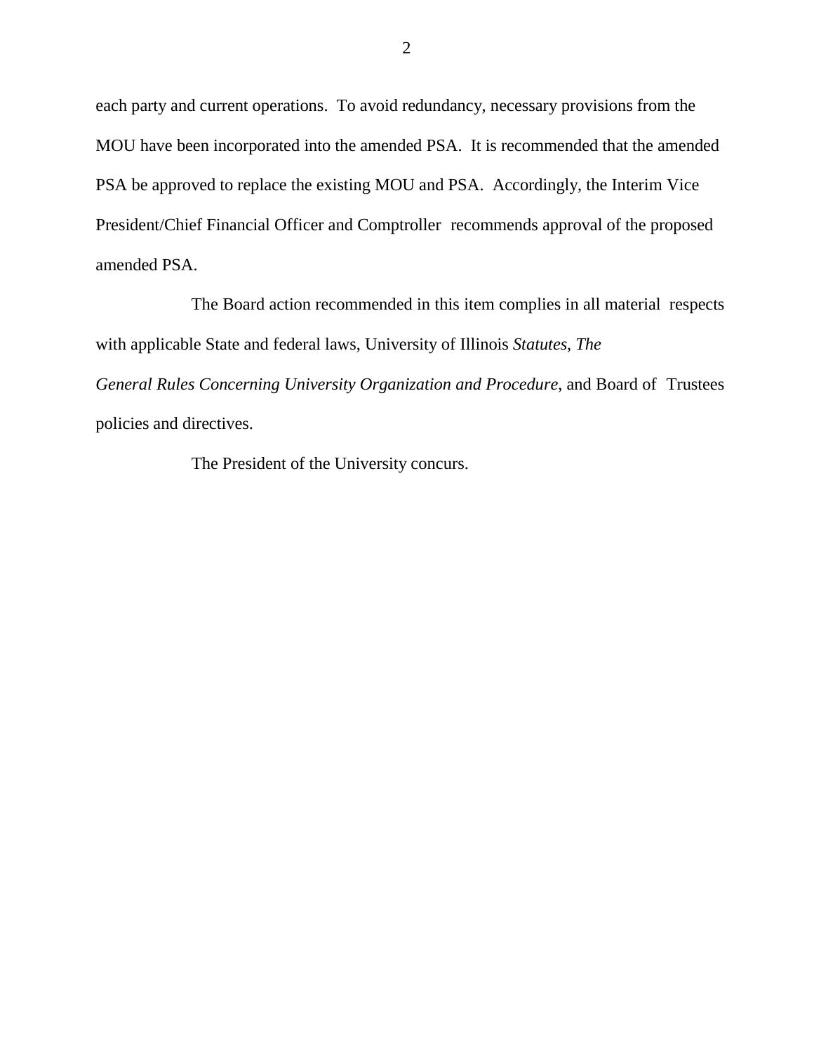each party and current operations. To avoid redundancy, necessary provisions from the MOU have been incorporated into the amended PSA. It is recommended that the amended PSA be approved to replace the existing MOU and PSA. Accordingly, the Interim Vice President/Chief Financial Officer and Comptroller recommends approval of the proposed amended PSA.

The Board action recommended in this item complies in all material respects with applicable State and federal laws, University of Illinois *Statutes*, *The General Rules Concerning University Organization and Procedure*, and Board of Trustees policies and directives.

The President of the University concurs.